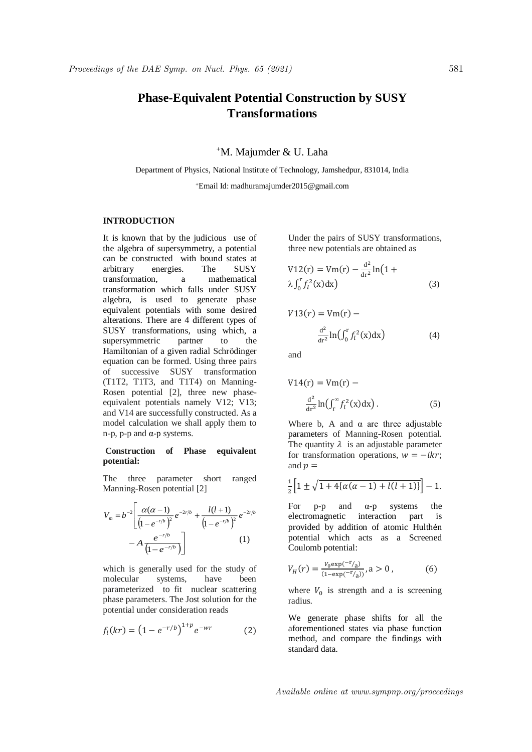# Phase-Equivalent Potential Construction by SUSY Transformations

[+]M. Majumder & U. Laha

Department of Physics, National Institute of Technology, Jamshedpur, 831014, India

[+]Email Id: madhuramajumder2015@gmail.com

## INTRODUCTION

It is known that by the judicious use of the algebra of supersymmetry, a potential can be constructed with bound states at arbitrary energies. The SUSY transformation, a mathematical transformation which falls under SUSY algebra, is used to generate phase equivalent potentials with some desired alterations. There are 4 different types of SUSY transformations, using which, a supersymmetric partner to the Hamiltonian of a given radial Schrödinger equation can be formed. Using three pairs of successive SUSY transformation (T1T2, T1T3, and T1T4) on Manning-Rosen potential [2], three new phase-equivalent potentials namely V12; V13; and V14 are successfully constructed. As a model calculation we shall apply them to n-p, p-p and α-p systems.

### Construction of Phase equivalent potential:

The three parameter short ranged Manning-Rosen potential [2]

$$V_m = b^{-2}\left[\frac{\alpha(\alpha-1)}{\left(1-e^{-r/b}\right)^2}e^{-2r/b} + \frac{l(l+1)}{\left(1-e^{-r/b}\right)^2}e^{-2r/b} - A\frac{e^{-r/b}}{\left(1-e^{-r/b}\right)}\right] \quad (1)$$

which is generally used for the study of molecular systems, have been parameterized to fit nuclear scattering phase parameters. The Jost solution for the potential under consideration reads

$$f_l(kr) = \left(1-e^{-r/b}\right)^{1+p}e^{-wr} \quad (2)$$

Under the pairs of SUSY transformations, three new potentials are obtained as

$$\mathrm{V12}(r) = \mathrm{Vm}(r) - \frac{d^2}{dr^2}\ln\left(1+\lambda\int_0^r f_l^2(x)dx\right) \quad (3)$$

$$V13(r) = \mathrm{Vm}(r) - \frac{d^2}{dr^2}\ln\left(\int_0^r f_l^2(x)dx\right) \quad (4)$$

and

$$\mathrm{V14}(r) = \mathrm{Vm}(r) - \frac{d^2}{dr^2}\ln\left(\int_r^\infty f_l^2(x)dx\right). \quad (5)$$

Where b, A and α are three adjustable parameters of Manning-Rosen potential. The quantity $\lambda$ is an adjustable parameter for transformation operations, $w = -ikr$; and $p =$

$$\frac{1}{2}\left[1 \pm \sqrt{1+4\{\alpha(\alpha-1)+l(l+1)\}}\right] - 1.$$

For p-p and α-p systems the electromagnetic interaction part is provided by addition of atomic Hulthén potential which acts as a Screened Coulomb potential:

$$V_H(r) = \frac{V_0\exp(-r/a)}{(1-\exp(-r/a))}, a > 0, \quad (6)$$

where $V_0$ is strength and a is screening radius.

We generate phase shifts for all the aforementioned states via phase function method, and compare the findings with standard data.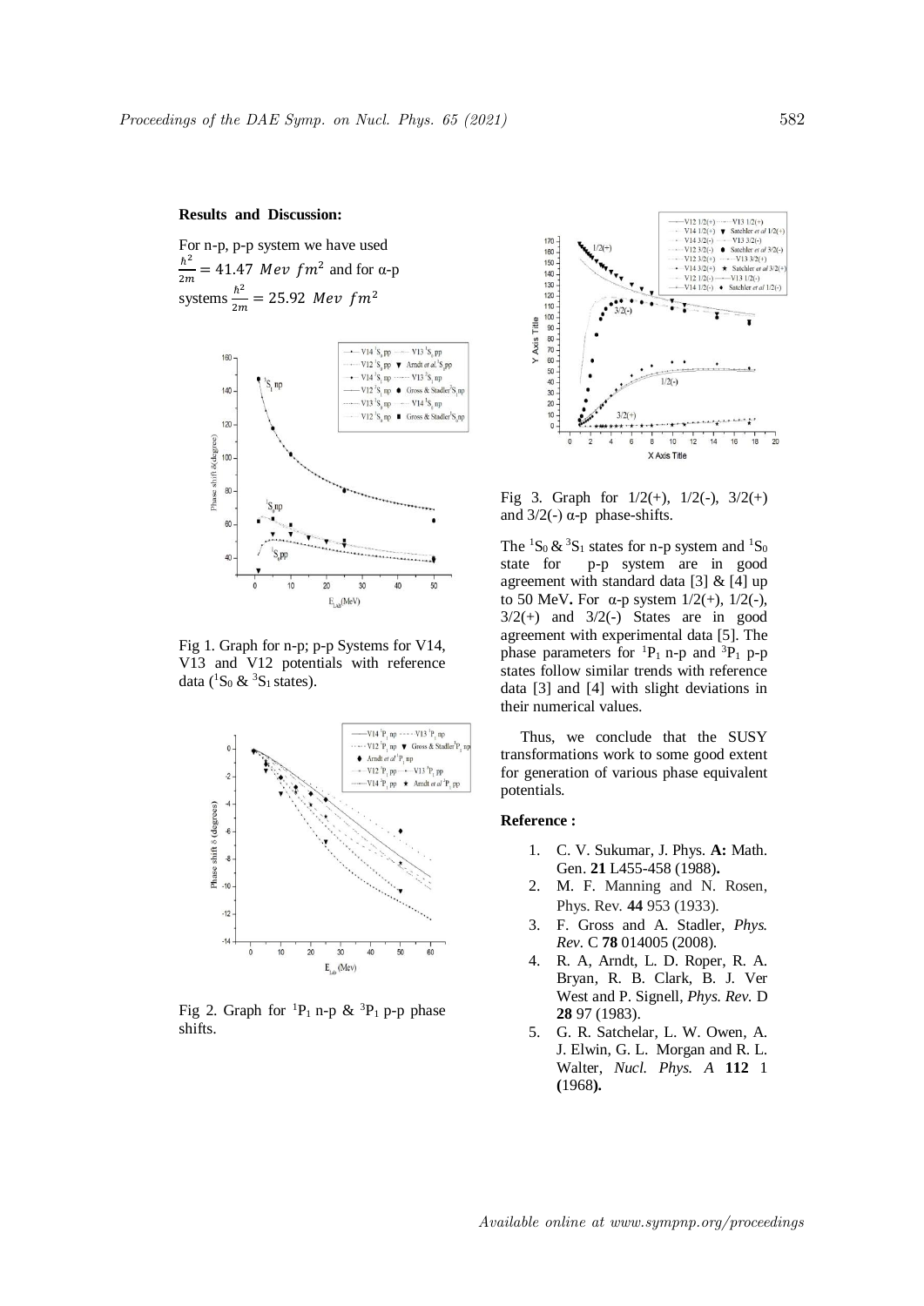**Results and Discussion:**

For n-p, p-p system we have used $\frac{\hbar^2}{2m} = 41.47\ Mev\ fm^2$ and for α-p systems $\frac{\hbar^2}{2m} = 25.92\ Mev\ fm^2$

V14 $^1S_0$ pp
V13 $^1S_0$ pp
V12 $^1S_0$ pp
Arndt *et al.* $^1S_0$pp
V14 $^3S_1$ np
V13 $^3S_1$ np
V12 $^3S_1$ np
Gross & Stadler $^3S_1$np
V13 $^1S_0$ np
V14 $^1S_0$ np
V12 $^1S_0$ np
Gross & Stadler $^1S_0$np

$^3S_1$ np
$^1S_0$np
$^1S_0$pp

Phase shift δ(degree)
$E_{Lab}$(MeV)

Fig 1. Graph for n-p; p-p Systems for V14, V13 and V12 potentials with reference data ($^1S_0$ & $^3S_1$ states).

V14 $^1P_1$ np
V13 $^1P_1$ np
V12 $^1P_1$ np
Gross & Stadler $^1P_1$ np
Arndt *et al* $^1P_1$ np
V12 $^3P_1$ pp
V13 $^3P_1$ pp
V14 $^3P_1$ pp
Arndt *et al* $^3P_1$ pp

Phase shift δ (degrees)
$E_{Lab}$ (Mev)

Fig 2. Graph for $^1P_1$ n-p & $^3P_1$ p-p phase shifts.

V12 1/2(+)
V13 1/2(+)
V14 1/2(+)
Satchler *et al* 1/2(+)
V14 3/2(-)
V13 3/2(-)
V12 3/2(-)
Satchler *et al* 3/2(-)
V12 3/2(+)
V13 3/2(+)
V14 3/2(+)
Satchler *et al* 3/2(+)
V12 1/2(-)
V13 1/2(-)
V14 1/2(-)
Satchler *et al* 1/2(-)

1/2(+)
3/2(-)
1/2(-)
3/2(+)

Y Axis Title
X Axis Title

Fig 3. Graph for 1/2(+), 1/2(-), 3/2(+) and 3/2(-) α-p phase-shifts.

The $^1S_0$ & $^3S_1$ states for n-p system and $^1S_0$ state for p-p system are in good agreement with standard data [3] & [4] up to 50 MeV**.** For α-p system 1/2(+), 1/2(-), 3/2(+) and 3/2(-) States are in good agreement with experimental data [5]. The phase parameters for $^1P_1$ n-p and $^3P_1$ p-p states follow similar trends with reference data [3] and [4] with slight deviations in their numerical values.

Thus, we conclude that the SUSY transformations work to some good extent for generation of various phase equivalent potentials.

**Reference :**

1. C. V. Sukumar, J. Phys. **A:** Math. Gen. **21** L455-458 (1988)**.**
2. M. F. Manning and N. Rosen, Phys. Rev. **44** 953 (1933).
3. F. Gross and A. Stadler, *Phys. Rev*. C **78** 014005 (2008).
4. R. A, Arndt, L. D. Roper, R. A. Bryan, R. B. Clark, B. J. Ver West and P. Signell, *Phys. Rev.* D **28** 97 (1983).
5. G. R. Satchelar, L. W. Owen, A. J. Elwin, G. L. Morgan and R. L. Walter, *Nucl. Phys. A* **112** 1 **(**1968**).**